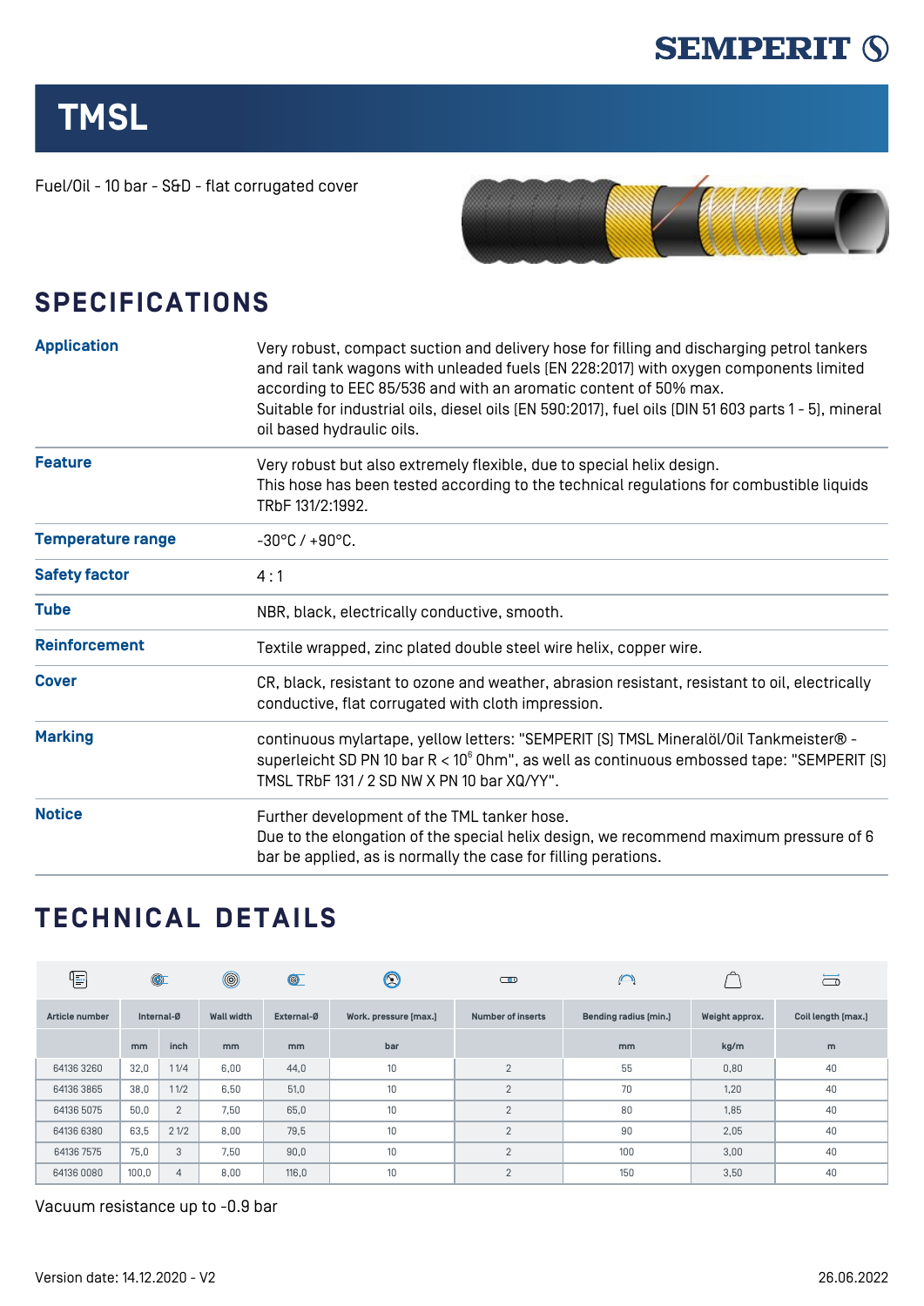# TMSL

Fuel/Oil - 10 bar - S&D - flat corrugated cover

## SPECIFICATIONS

| | |
|---|---|
| **Application** | Very robust, compact suction and delivery hose for filling and discharging petrol tankers and rail tank wagons with unleaded fuels [EN 228:2017] with oxygen components limited according to EEC 85/536 and with an aromatic content of 50% max. Suitable for industrial oils, diesel oils [EN 590:2017], fuel oils [DIN 51 603 parts 1 - 5], mineral oil based hydraulic oils. |
| **Feature** | Very robust but also extremely flexible, due to special helix design. This hose has been tested according to the technical regulations for combustible liquids TRbF 131/2:1992. |
| **Temperature range** | -30°C / +90°C. |
| **Safety factor** | 4 : 1 |
| **Tube** | NBR, black, electrically conductive, smooth. |
| **Reinforcement** | Textile wrapped, zinc plated double steel wire helix, copper wire. |
| **Cover** | CR, black, resistant to ozone and weather, abrasion resistant, resistant to oil, electrically conductive, flat corrugated with cloth impression. |
| **Marking** | continuous mylartape, yellow letters: "SEMPERIT [S] TMSL Mineralöl/Oil Tankmeister® - superleicht SD PN 10 bar R < $10^6$ Ohm", as well as continuous embossed tape: "SEMPERIT [S] TMSL TRbF 131 / 2 SD NW X PN 10 bar XQ/YY". |
| **Notice** | Further development of the TML tanker hose. Due to the elongation of the special helix design, we recommend maximum pressure of 6 bar be applied, as is normally the case for filling perations. |

## TECHNICAL DETAILS

| Article number | Internal-Ø | | Wall width | External-Ø | Work. pressure [max.] | Number of inserts | Bending radius [min.] | Weight approx. | Coil length [max.] |
|---|---|---|---|---|---|---|---|---|---|
| | mm | inch | mm | mm | bar | | mm | kg/m | m |
| 64136 3260 | 32,0 | 1 1/4 | 6,00 | 44,0 | 10 | 2 | 55 | 0,80 | 40 |
| 64136 3865 | 38,0 | 1 1/2 | 6,50 | 51,0 | 10 | 2 | 70 | 1,20 | 40 |
| 64136 5075 | 50,0 | 2 | 7,50 | 65,0 | 10 | 2 | 80 | 1,85 | 40 |
| 64136 6380 | 63,5 | 2 1/2 | 8,00 | 79,5 | 10 | 2 | 90 | 2,05 | 40 |
| 64136 7575 | 75,0 | 3 | 7,50 | 90,0 | 10 | 2 | 100 | 3,00 | 40 |
| 64136 0080 | 100,0 | 4 | 8,00 | 116,0 | 10 | 2 | 150 | 3,50 | 40 |

Vacuum resistance up to -0.9 bar

Version date: 14.12.2020 - V2

26.06.2022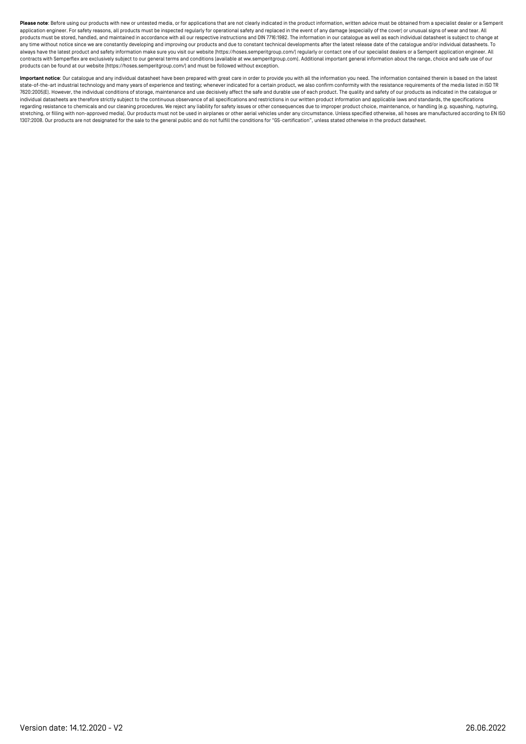**Please note**: Before using our products with new or untested media, or for applications that are not clearly indicated in the product information, written advice must be obtained from a specialist dealer or a Semperit application engineer. For safety reasons, all products must be inspected regularly for operational safety and replaced in the event of any damage (especially of the cover) or unusual signs of wear and tear. All products must be stored, handled, and maintained in accordance with all our respective instructions and DIN 7716:1982. The information in our catalogue as well as each individual datasheet is subject to change at any time without notice since we are constantly developing and improving our products and due to constant technical developments after the latest release date of the catalogue and/or individual datasheets. To always have the latest product and safety information make sure you visit our website (https://hoses.semperitgroup.com/) regularly or contact one of our specialist dealers or a Semperit application engineer. All contracts with Semperflex are exclusively subject to our general terms and conditions (available at ww.semperitgroup.com). Additional important general information about the range, choice and safe use of our products can be found at our website (https://hoses.semperitgroup.com/) and must be followed without exception.

**Important notice**: Our catalogue and any individual datasheet have been prepared with great care in order to provide you with all the information you need. The information contained therein is based on the latest state-of-the-art industrial technology and many years of experience and testing; whenever indicated for a certain product, we also confirm conformity with the resistance requirements of the media listed in ISO TR 7620:2005(E). However, the individual conditions of storage, maintenance and use decisively affect the safe and durable use of each product. The quality and safety of our products as indicated in the catalogue or individual datasheets are therefore strictly subject to the continuous observance of all specifications and restrictions in our written product information and applicable laws and standards, the specifications regarding resistance to chemicals and our cleaning procedures. We reject any liability for safety issues or other consequences due to improper product choice, maintenance, or handling (e.g. squashing, rupturing, stretching, or filling with non-approved media). Our products must not be used in airplanes or other aerial vehicles under any circumstance. Unless specified otherwise, all hoses are manufactured according to EN ISO 1307:2008. Our products are not designated for the sale to the general public and do not fulfill the conditions for "GS-certification", unless stated otherwise in the product datasheet.

Version date: 14.12.2020 - V2 26.06.2022